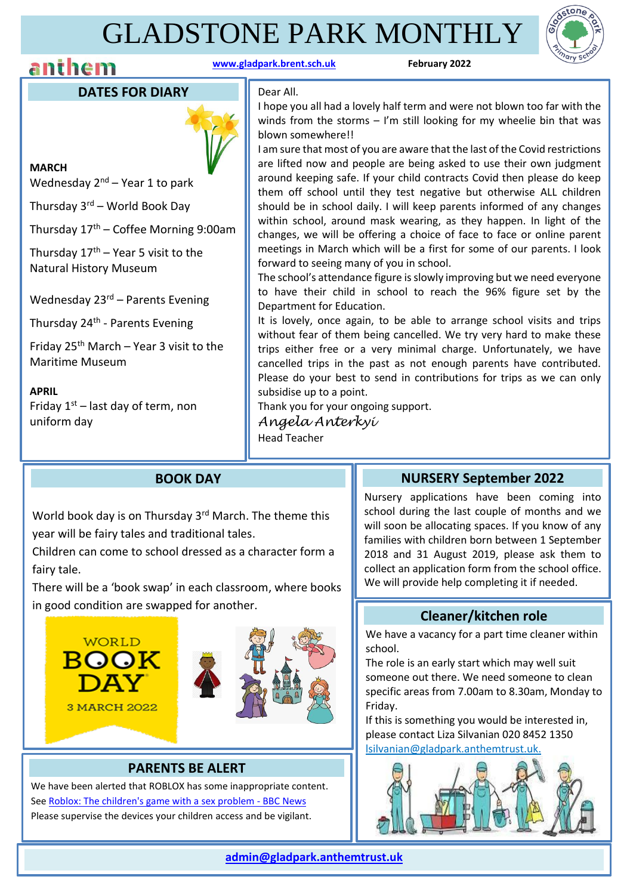# GLADSTONE PARK MONTHLY

anthem

[www.gladpark.brent.sch.uk](http://www.gladpark.brent.sch.uk) **February 2022**

## DATES FOR DIARY

**MARCH**

Wednesday 2nd – Year 1 to park

Thursday 3rd – World Book Day

Thursday 17th – Coffee Morning 9:00am

Thursday 17th – Year 5 visit to the Natural History Museum

Wednesday 23rd – Parents Evening

Thursday 24th - Parents Evening

Friday 25th March – Year 3 visit to the Maritime Museum

**APRIL**

Friday 1st – last day of term, non uniform day

Dear All.

I hope you all had a lovely half term and were not blown too far with the winds from the storms – I'm still looking for my wheelie bin that was blown somewhere!!

I am sure that most of you are aware that the last of the Covid restrictions are lifted now and people are being asked to use their own judgment around keeping safe. If your child contracts Covid then please do keep them off school until they test negative but otherwise ALL children should be in school daily. I will keep parents informed of any changes within school, around mask wearing, as they happen. In light of the changes, we will be offering a choice of face to face or online parent meetings in March which will be a first for some of our parents. I look forward to seeing many of you in school.

The school's attendance figure is slowly improving but we need everyone to have their child in school to reach the 96% figure set by the Department for Education.

It is lovely, once again, to be able to arrange school visits and trips without fear of them being cancelled. We try very hard to make these trips either free or a very minimal charge. Unfortunately, we have cancelled trips in the past as not enough parents have contributed. Please do your best to send in contributions for trips as we can only subsidise up to a point.

Thank you for your ongoing support.

*Angela Anterkyi*

Head Teacher

## BOOK DAY

World book day is on Thursday 3rd March. The theme this year will be fairy tales and traditional tales.

Children can come to school dressed as a character form a fairy tale.

There will be a 'book swap' in each classroom, where books in good condition are swapped for another.

WORLD BOOK DAY 3 MARCH 2022

## NURSERY September 2022

Nursery applications have been coming into school during the last couple of months and we will soon be allocating spaces. If you know of any families with children born between 1 September 2018 and 31 August 2019, please ask them to collect an application form from the school office. We will provide help completing it if needed.

## Cleaner/kitchen role

We have a vacancy for a part time cleaner within school.

The role is an early start which may well suit someone out there. We need someone to clean specific areas from 7.00am to 8.30am, Monday to Friday.

If this is something you would be interested in, please contact Liza Silvanian 020 8452 1350 [lsilvanian@gladpark.anthemtrust.uk.](mailto:lsilvanian@gladpark.anthemtrust.uk)

## PARENTS BE ALERT

We have been alerted that ROBLOX has some inappropriate content.

See [Roblox: The children's game with a sex problem - BBC News]()

Please supervise the devices your children access and be vigilant.

**[admin@gladpark.anthemtrust.uk](mailto:admin@gladpark.anthemtrust.uk)**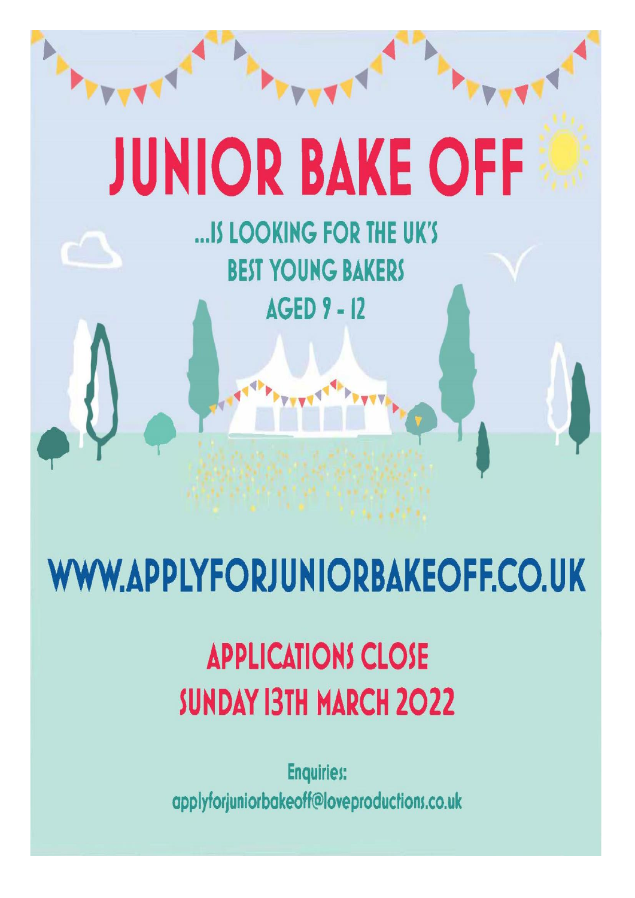# JUNIOR BAKE OFF

## ...IS LOOKING FOR THE UK'S BEST YOUNG BAKERS AGED 9 - 12

## WWW.APPLYFORJUNIORBAKEOFF.CO.UK

## APPLICATIONS CLOSE SUNDAY 13TH MARCH 2022

**Enquiries:**
applyforjuniorbakeoff@loveproductions.co.uk